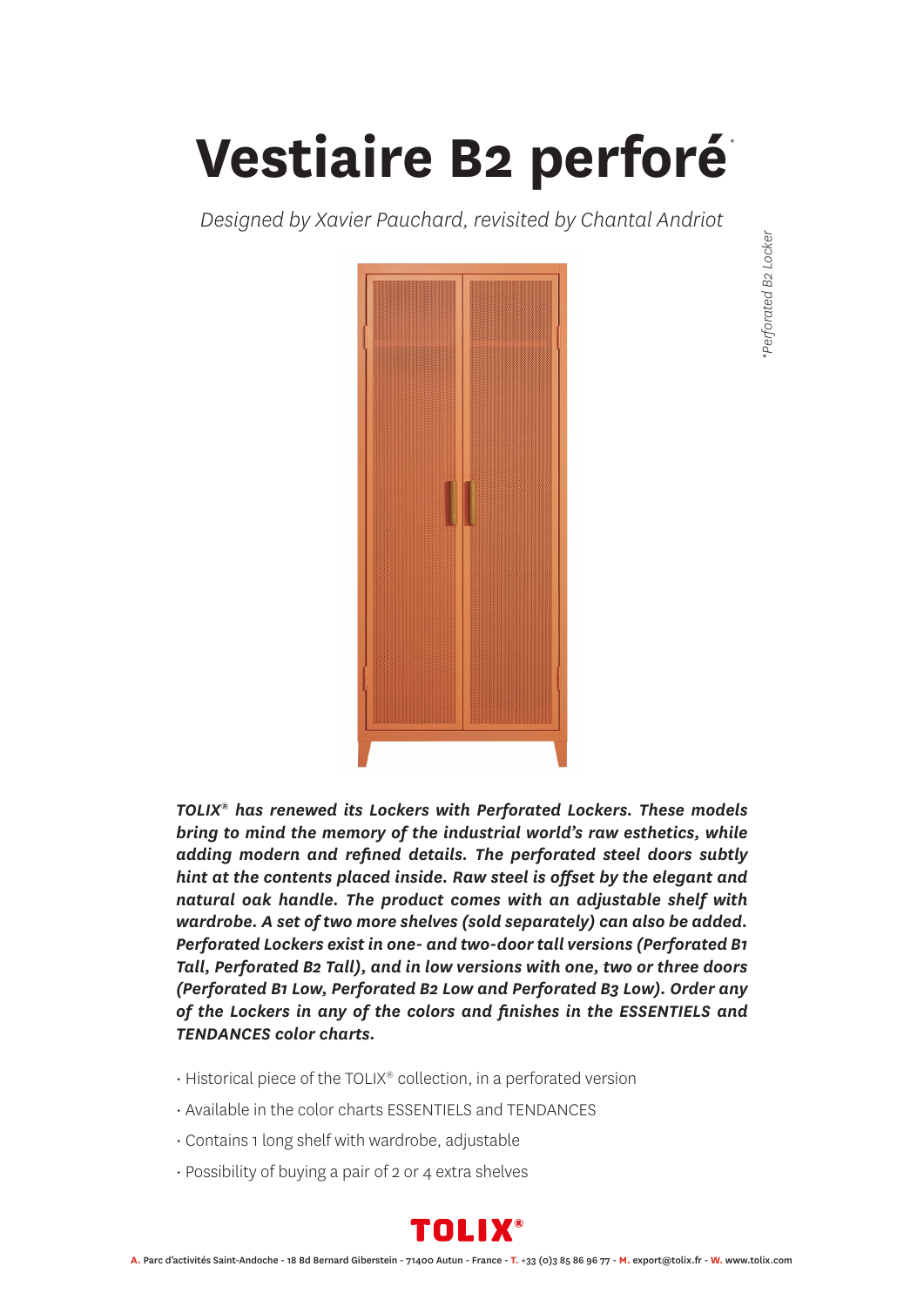# Vestiaire B2 perforé*

*Designed by Xavier Pauchard, revisited by Chantal Andriot*

*\*Perforated B2 Locker*

***TOLIX® has renewed its Lockers with Perforated Lockers. These models bring to mind the memory of the industrial world's raw esthetics, while adding modern and refined details. The perforated steel doors subtly hint at the contents placed inside. Raw steel is offset by the elegant and natural oak handle. The product comes with an adjustable shelf with wardrobe. A set of two more shelves (sold separately) can also be added. Perforated Lockers exist in one- and two-door tall versions (Perforated B1 Tall, Perforated B2 Tall), and in low versions with one, two or three doors (Perforated B1 Low, Perforated B2 Low and Perforated B3 Low). Order any of the Lockers in any of the colors and finishes in the ESSENTIELS and TENDANCES color charts.***

- Historical piece of the TOLIX® collection, in a perforated version
- Available in the color charts ESSENTIELS and TENDANCES
- Contains 1 long shelf with wardrobe, adjustable
- Possibility of buying a pair of 2 or 4 extra shelves

**TOLIX®**

**A.** Parc d'activités Saint-Andoche - 18 Bd Bernard Giberstein - 71400 Autun - France - **T.** +33 (0)3 85 86 96 77 - **M.** export@tolix.fr - **W.** www.tolix.com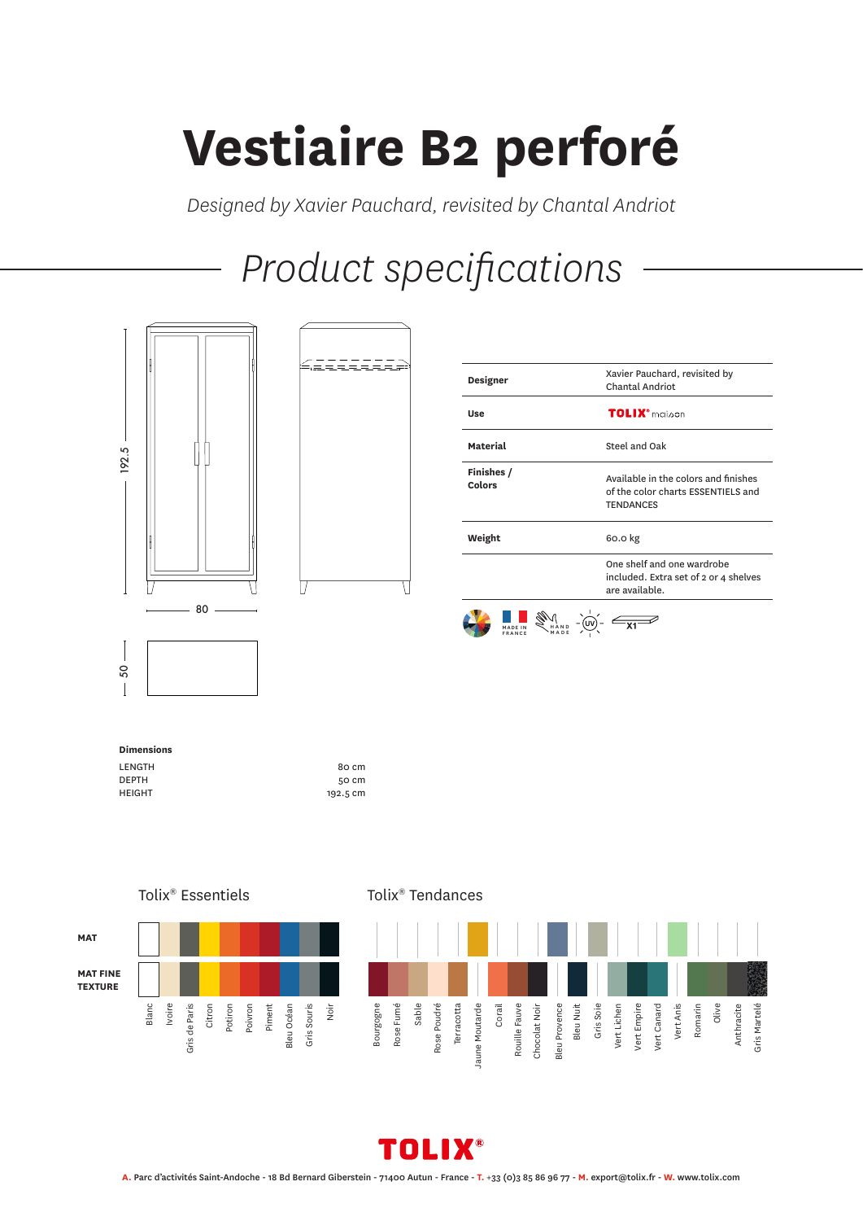# Vestiaire B2 perforé

*Designed by Xavier Pauchard, revisited by Chantal Andriot*

## *Product specifications*

192.5

80

50

| | |
|---|---|
| **Designer** | Xavier Pauchard, revisited by Chantal Andriot |
| **Use** | TOLIX® maison |
| **Material** | Steel and Oak |
| **Finishes / Colors** | Available in the colors and finishes of the color charts ESSENTIELS and TENDANCES |
| **Weight** | 60.0 kg |
| | One shelf and one wardrobe included. Extra set of 2 or 4 shelves are available. |

MADE IN FRANCE HAND MADE UV X1

**Dimensions**

| | |
|---|---|
| LENGTH | 80 cm |
| DEPTH | 50 cm |
| HEIGHT | 192.5 cm |

Tolix® Essentiels

Tolix® Tendances

**MAT**

**MAT FINE TEXTURE**

Blanc, Ivoire, Gris de Paris, Citron, Potiron, Poivron, Piment, Bleu Océan, Gris Souris, Noir

Bourgogne, Rose Fumé, Sable, Rose Poudré, Terracotta, Jaune Moutarde, Corail, Rouille Fauve, Chocolat Noir, Bleu Provence, Bleu Nuit, Gris Soie, Vert Lichen, Vert Empire, Vert Canard, Vert Anis, Romarin, Olive, Anthracite, Gris Martelé

TOLIX®

**A.** Parc d'activités Saint-Andoche - 18 Bd Bernard Giberstein - 71400 Autun - France - **T.** +33 (0)3 85 86 96 77 - **M.** export@tolix.fr - **W.** www.tolix.com